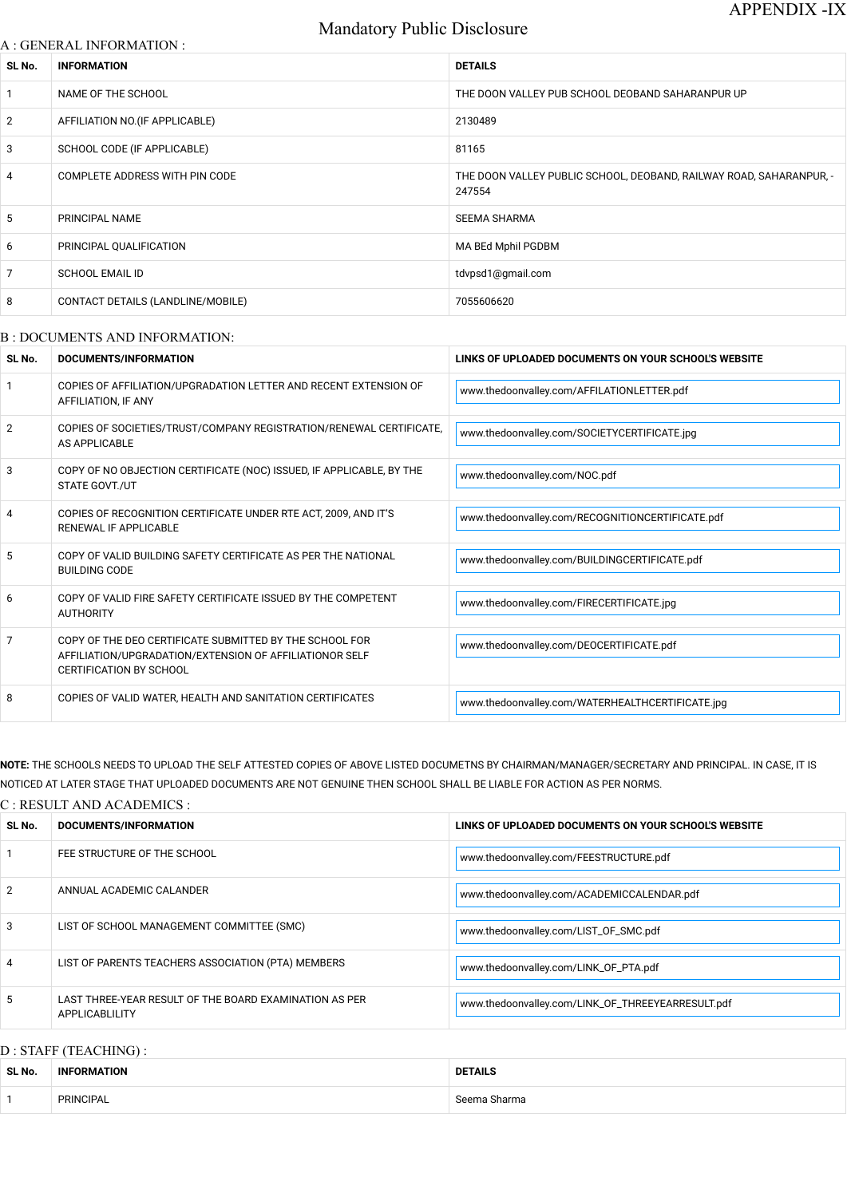APPENDIX -IX

# Mandatory Public Disclosure

## A : GENERAL INFORMATION :

| SL No. | INFORMATION | DETAILS |
|---|---|---|
| 1 | NAME OF THE SCHOOL | THE DOON VALLEY PUB SCHOOL DEOBAND SAHARANPUR UP |
| 2 | AFFILIATION NO.(IF APPLICABLE) | 2130489 |
| 3 | SCHOOL CODE (IF APPLICABLE) | 81165 |
| 4 | COMPLETE ADDRESS WITH PIN CODE | THE DOON VALLEY PUBLIC SCHOOL, DEOBAND, RAILWAY ROAD, SAHARANPUR, - 247554 |
| 5 | PRINCIPAL NAME | SEEMA SHARMA |
| 6 | PRINCIPAL QUALIFICATION | MA BEd Mphil PGDBM |
| 7 | SCHOOL EMAIL ID | tdvpsd1@gmail.com |
| 8 | CONTACT DETAILS (LANDLINE/MOBILE) | 7055606620 |

## B : DOCUMENTS AND INFORMATION:

| SL No. | DOCUMENTS/INFORMATION | LINKS OF UPLOADED DOCUMENTS ON YOUR SCHOOL'S WEBSITE |
|---|---|---|
| 1 | COPIES OF AFFILIATION/UPGRADATION LETTER AND RECENT EXTENSION OF AFFILIATION, IF ANY | www.thedoonvalley.com/AFFILATIONLETTER.pdf |
| 2 | COPIES OF SOCIETIES/TRUST/COMPANY REGISTRATION/RENEWAL CERTIFICATE, AS APPLICABLE | www.thedoonvalley.com/SOCIETYCERTIFICATE.jpg |
| 3 | COPY OF NO OBJECTION CERTIFICATE (NOC) ISSUED, IF APPLICABLE, BY THE STATE GOVT./UT | www.thedoonvalley.com/NOC.pdf |
| 4 | COPIES OF RECOGNITION CERTIFICATE UNDER RTE ACT, 2009, AND IT'S RENEWAL IF APPLICABLE | www.thedoonvalley.com/RECOGNITIONCERTIFICATE.pdf |
| 5 | COPY OF VALID BUILDING SAFETY CERTIFICATE AS PER THE NATIONAL BUILDING CODE | www.thedoonvalley.com/BUILDINGCERTIFICATE.pdf |
| 6 | COPY OF VALID FIRE SAFETY CERTIFICATE ISSUED BY THE COMPETENT AUTHORITY | www.thedoonvalley.com/FIRECERTIFICATE.jpg |
| 7 | COPY OF THE DEO CERTIFICATE SUBMITTED BY THE SCHOOL FOR AFFILIATION/UPGRADATION/EXTENSION OF AFFILIATIONOR SELF CERTIFICATION BY SCHOOL | www.thedoonvalley.com/DEOCERTIFICATE.pdf |
| 8 | COPIES OF VALID WATER, HEALTH AND SANITATION CERTIFICATES | www.thedoonvalley.com/WATERHEALTHCERTIFICATE.jpg |

**NOTE:** THE SCHOOLS NEEDS TO UPLOAD THE SELF ATTESTED COPIES OF ABOVE LISTED DOCUMETNS BY CHAIRMAN/MANAGER/SECRETARY AND PRINCIPAL. IN CASE, IT IS NOTICED AT LATER STAGE THAT UPLOADED DOCUMENTS ARE NOT GENUINE THEN SCHOOL SHALL BE LIABLE FOR ACTION AS PER NORMS.

## C : RESULT AND ACADEMICS :

| SL No. | DOCUMENTS/INFORMATION | LINKS OF UPLOADED DOCUMENTS ON YOUR SCHOOL'S WEBSITE |
|---|---|---|
| 1 | FEE STRUCTURE OF THE SCHOOL | www.thedoonvalley.com/FEESTRUCTURE.pdf |
| 2 | ANNUAL ACADEMIC CALANDER | www.thedoonvalley.com/ACADEMICCALENDAR.pdf |
| 3 | LIST OF SCHOOL MANAGEMENT COMMITTEE (SMC) | www.thedoonvalley.com/LIST_OF_SMC.pdf |
| 4 | LIST OF PARENTS TEACHERS ASSOCIATION (PTA) MEMBERS | www.thedoonvalley.com/LINK_OF_PTA.pdf |
| 5 | LAST THREE-YEAR RESULT OF THE BOARD EXAMINATION AS PER APPLICABLILITY | www.thedoonvalley.com/LINK_OF_THREEYEARRESULT.pdf |

## D : STAFF (TEACHING) :

| SL No. | INFORMATION | DETAILS |
|---|---|---|
| 1 | PRINCIPAL | Seema Sharma |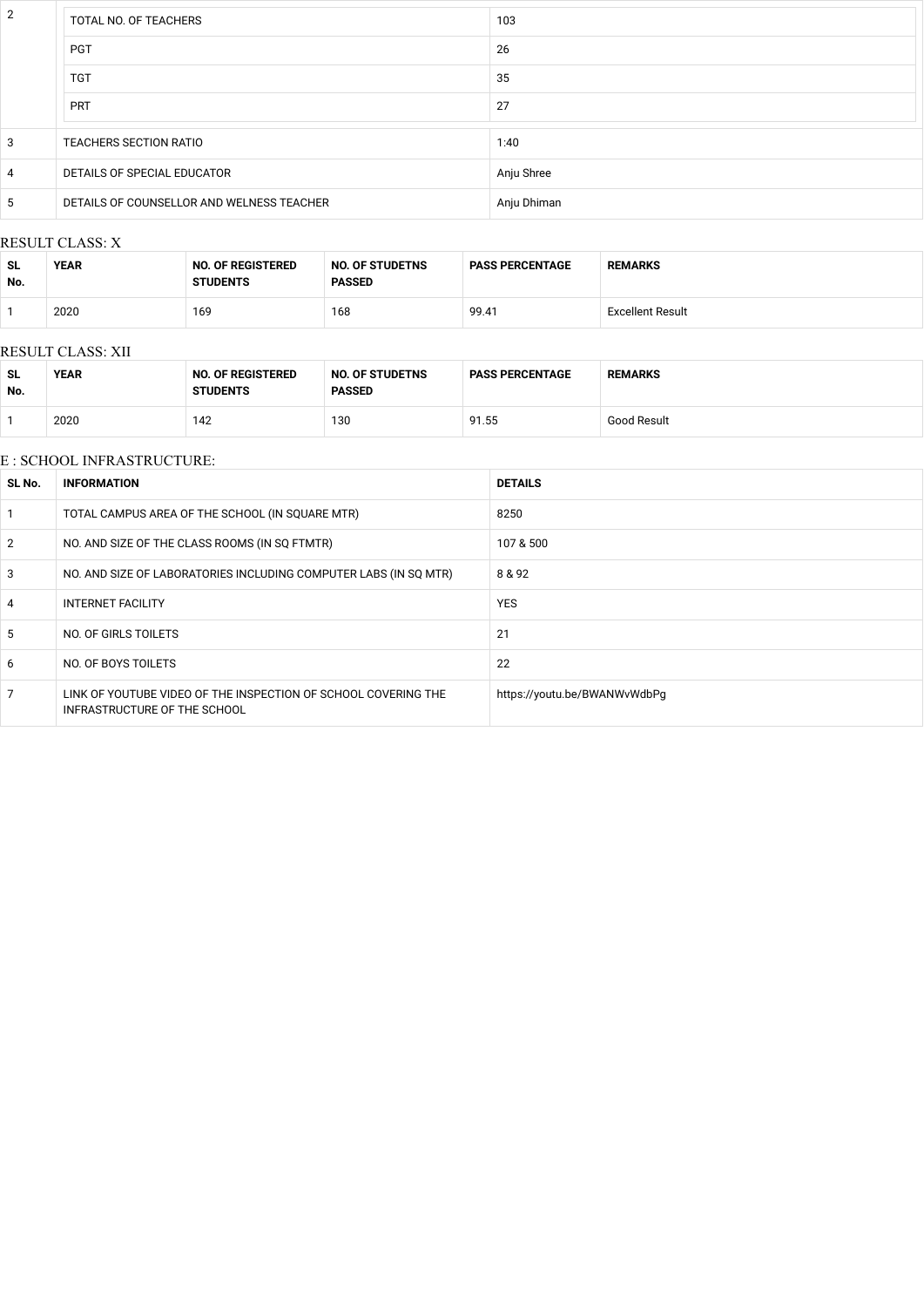| | | |
|---|---|---|
| 2 | TOTAL NO. OF TEACHERS | 103 |
| | PGT | 26 |
| | TGT | 35 |
| | PRT | 27 |
| 3 | TEACHERS SECTION RATIO | 1:40 |
| 4 | DETAILS OF SPECIAL EDUCATOR | Anju Shree |
| 5 | DETAILS OF COUNSELLOR AND WELNESS TEACHER | Anju Dhiman |

RESULT CLASS: X

| SL No. | YEAR | NO. OF REGISTERED STUDENTS | NO. OF STUDETNS PASSED | PASS PERCENTAGE | REMARKS |
|---|---|---|---|---|---|
| 1 | 2020 | 169 | 168 | 99.41 | Excellent Result |

RESULT CLASS: XII

| SL No. | YEAR | NO. OF REGISTERED STUDENTS | NO. OF STUDETNS PASSED | PASS PERCENTAGE | REMARKS |
|---|---|---|---|---|---|
| 1 | 2020 | 142 | 130 | 91.55 | Good Result |

E : SCHOOL INFRASTRUCTURE:

| SL No. | INFORMATION | DETAILS |
|---|---|---|
| 1 | TOTAL CAMPUS AREA OF THE SCHOOL (IN SQUARE MTR) | 8250 |
| 2 | NO. AND SIZE OF THE CLASS ROOMS (IN SQ FTMTR) | 107 & 500 |
| 3 | NO. AND SIZE OF LABORATORIES INCLUDING COMPUTER LABS (IN SQ MTR) | 8 & 92 |
| 4 | INTERNET FACILITY | YES |
| 5 | NO. OF GIRLS TOILETS | 21 |
| 6 | NO. OF BOYS TOILETS | 22 |
| 7 | LINK OF YOUTUBE VIDEO OF THE INSPECTION OF SCHOOL COVERING THE INFRASTRUCTURE OF THE SCHOOL | https://youtu.be/BWANWvWdbPg |